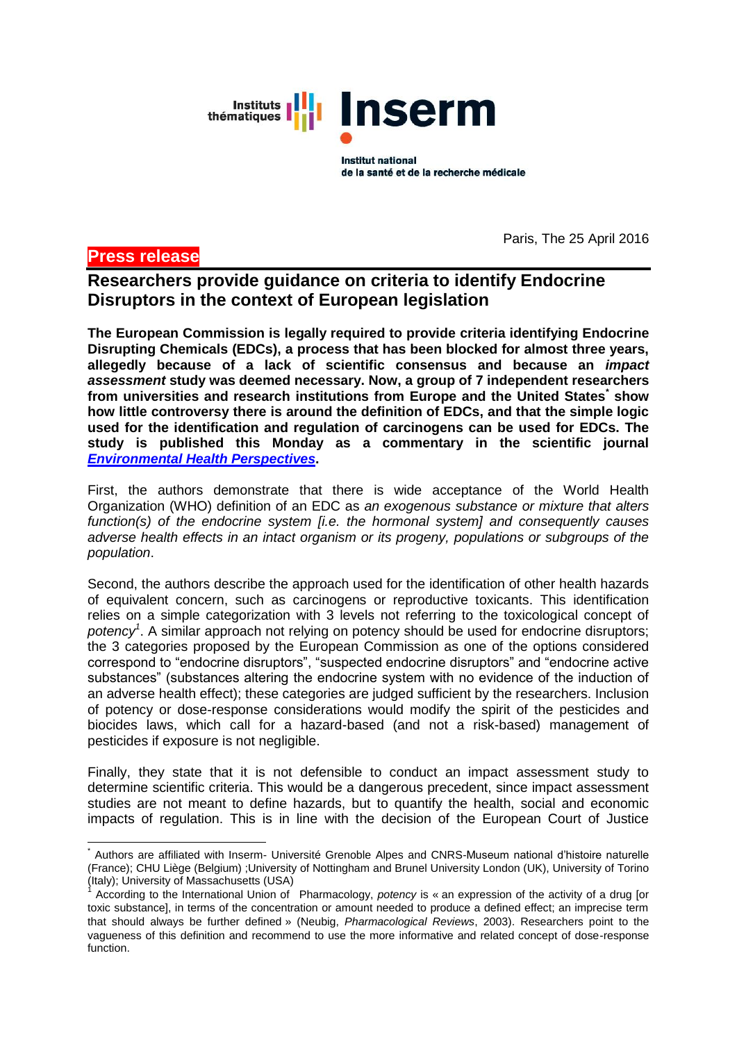Institut national de la santé et de la recherche médicale

Paris, The 25 April 2016

**Press release**

# Researchers provide guidance on criteria to identify Endocrine Disruptors in the context of European legislation

**The European Commission is legally required to provide criteria identifying Endocrine Disrupting Chemicals (EDCs), a process that has been blocked for almost three years, allegedly because of a lack of scientific consensus and because an *impact assessment* study was deemed necessary. Now, a group of 7 independent researchers from universities and research institutions from Europe and the United States[*] show how little controversy there is around the definition of EDCs, and that the simple logic used for the identification and regulation of carcinogens can be used for EDCs. The study is published this Monday as a commentary in the scientific journal *Environmental Health Perspectives*.**

First, the authors demonstrate that there is wide acceptance of the World Health Organization (WHO) definition of an EDC as *an exogenous substance or mixture that alters function(s) of the endocrine system [i.e. the hormonal system] and consequently causes adverse health effects in an intact organism or its progeny, populations or subgroups of the population*.

Second, the authors describe the approach used for the identification of other health hazards of equivalent concern, such as carcinogens or reproductive toxicants. This identification relies on a simple categorization with 3 levels not referring to the toxicological concept of *potency*[1]. A similar approach not relying on potency should be used for endocrine disruptors; the 3 categories proposed by the European Commission as one of the options considered correspond to "endocrine disruptors", "suspected endocrine disruptors" and "endocrine active substances" (substances altering the endocrine system with no evidence of the induction of an adverse health effect); these categories are judged sufficient by the researchers. Inclusion of potency or dose-response considerations would modify the spirit of the pesticides and biocides laws, which call for a hazard-based (and not a risk-based) management of pesticides if exposure is not negligible.

Finally, they state that it is not defensible to conduct an impact assessment study to determine scientific criteria. This would be a dangerous precedent, since impact assessment studies are not meant to define hazards, but to quantify the health, social and economic impacts of regulation. This is in line with the decision of the European Court of Justice

---

[*] Authors are affiliated with Inserm- Université Grenoble Alpes and CNRS-Museum national d'histoire naturelle (France); CHU Liège (Belgium) ;University of Nottingham and Brunel University London (UK), University of Torino (Italy); University of Massachusetts (USA)

[1] According to the International Union of Pharmacology, *potency* is « an expression of the activity of a drug [or toxic substance], in terms of the concentration or amount needed to produce a defined effect; an imprecise term that should always be further defined » (Neubig, *Pharmacological Reviews*, 2003). Researchers point to the vagueness of this definition and recommend to use the more informative and related concept of dose-response function.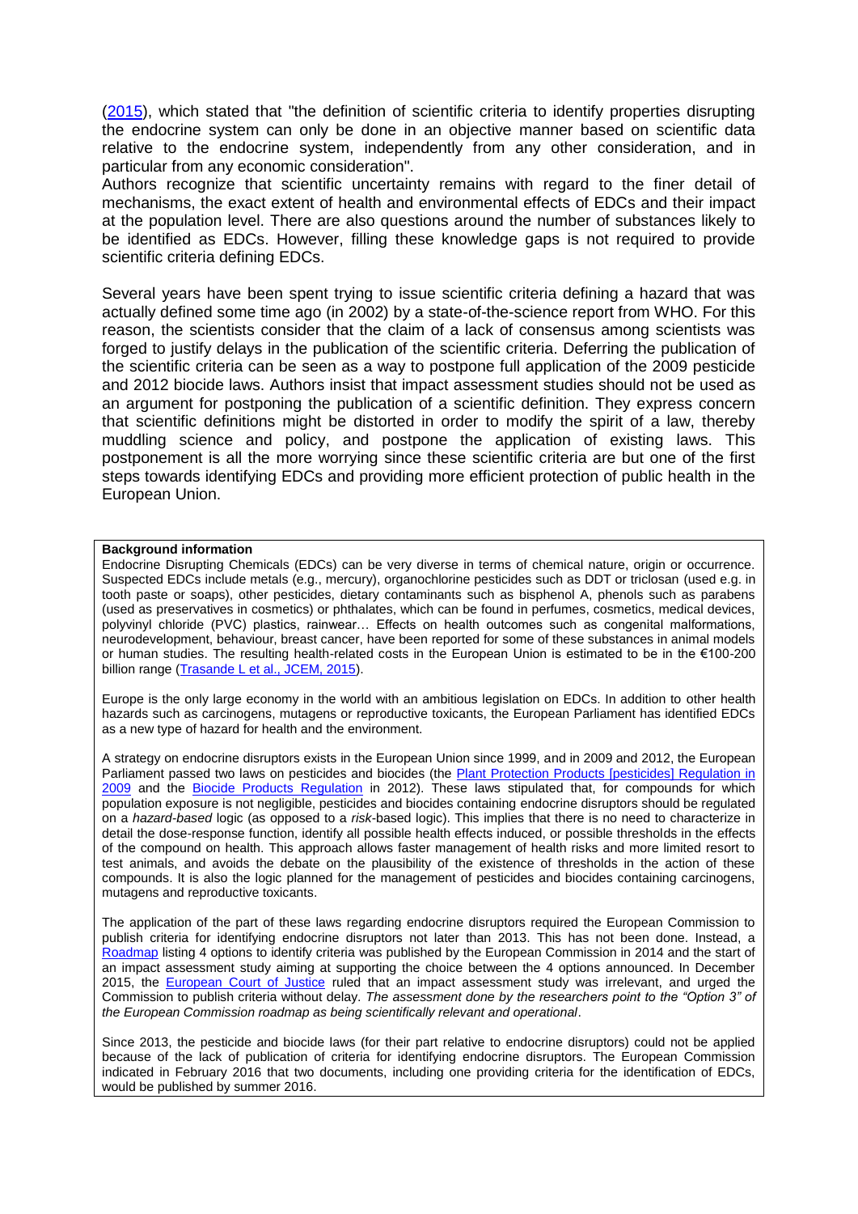(2015), which stated that "the definition of scientific criteria to identify properties disrupting the endocrine system can only be done in an objective manner based on scientific data relative to the endocrine system, independently from any other consideration, and in particular from any economic consideration".
Authors recognize that scientific uncertainty remains with regard to the finer detail of mechanisms, the exact extent of health and environmental effects of EDCs and their impact at the population level. There are also questions around the number of substances likely to be identified as EDCs. However, filling these knowledge gaps is not required to provide scientific criteria defining EDCs.

Several years have been spent trying to issue scientific criteria defining a hazard that was actually defined some time ago (in 2002) by a state-of-the-science report from WHO. For this reason, the scientists consider that the claim of a lack of consensus among scientists was forged to justify delays in the publication of the scientific criteria. Deferring the publication of the scientific criteria can be seen as a way to postpone full application of the 2009 pesticide and 2012 biocide laws. Authors insist that impact assessment studies should not be used as an argument for postponing the publication of a scientific definition. They express concern that scientific definitions might be distorted in order to modify the spirit of a law, thereby muddling science and policy, and postpone the application of existing laws. This postponement is all the more worrying since these scientific criteria are but one of the first steps towards identifying EDCs and providing more efficient protection of public health in the European Union.

**Background information**

Endocrine Disrupting Chemicals (EDCs) can be very diverse in terms of chemical nature, origin or occurrence. Suspected EDCs include metals (e.g., mercury), organochlorine pesticides such as DDT or triclosan (used e.g. in tooth paste or soaps), other pesticides, dietary contaminants such as bisphenol A, phenols such as parabens (used as preservatives in cosmetics) or phthalates, which can be found in perfumes, cosmetics, medical devices, polyvinyl chloride (PVC) plastics, rainwear… Effects on health outcomes such as congenital malformations, neurodevelopment, behaviour, breast cancer, have been reported for some of these substances in animal models or human studies. The resulting health-related costs in the European Union is estimated to be in the €100-200 billion range (Trasande L et al., JCEM, 2015).

Europe is the only large economy in the world with an ambitious legislation on EDCs. In addition to other health hazards such as carcinogens, mutagens or reproductive toxicants, the European Parliament has identified EDCs as a new type of hazard for health and the environment.

A strategy on endocrine disruptors exists in the European Union since 1999, and in 2009 and 2012, the European Parliament passed two laws on pesticides and biocides (the Plant Protection Products [pesticides] Regulation in 2009 and the Biocide Products Regulation in 2012). These laws stipulated that, for compounds for which population exposure is not negligible, pesticides and biocides containing endocrine disruptors should be regulated on a *hazard-based* logic (as opposed to a *risk*-based logic). This implies that there is no need to characterize in detail the dose-response function, identify all possible health effects induced, or possible thresholds in the effects of the compound on health. This approach allows faster management of health risks and more limited resort to test animals, and avoids the debate on the plausibility of the existence of thresholds in the action of these compounds. It is also the logic planned for the management of pesticides and biocides containing carcinogens, mutagens and reproductive toxicants.

The application of the part of these laws regarding endocrine disruptors required the European Commission to publish criteria for identifying endocrine disruptors not later than 2013. This has not been done. Instead, a Roadmap listing 4 options to identify criteria was published by the European Commission in 2014 and the start of an impact assessment study aiming at supporting the choice between the 4 options announced. In December 2015, the European Court of Justice ruled that an impact assessment study was irrelevant, and urged the Commission to publish criteria without delay. *The assessment done by the researchers point to the "Option 3" of the European Commission roadmap as being scientifically relevant and operational*.

Since 2013, the pesticide and biocide laws (for their part relative to endocrine disruptors) could not be applied because of the lack of publication of criteria for identifying endocrine disruptors. The European Commission indicated in February 2016 that two documents, including one providing criteria for the identification of EDCs, would be published by summer 2016.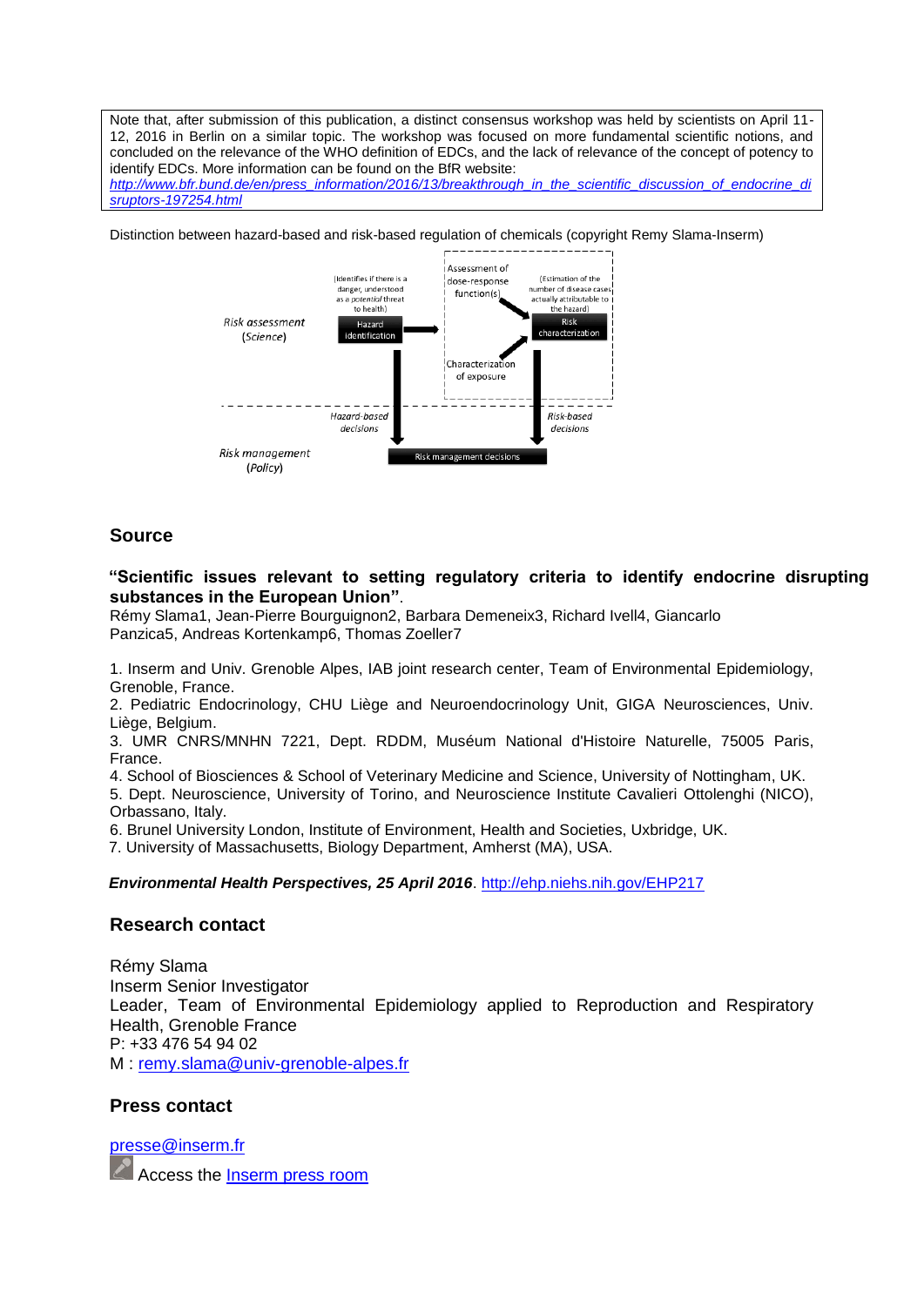Note that, after submission of this publication, a distinct consensus workshop was held by scientists on April 11-12, 2016 in Berlin on a similar topic. The workshop was focused on more fundamental scientific notions, and concluded on the relevance of the WHO definition of EDCs, and the lack of relevance of the concept of potency to identify EDCs. More information can be found on the BfR website: *http://www.bfr.bund.de/en/press_information/2016/13/breakthrough_in_the_scientific_discussion_of_endocrine_disruptors-197254.html*

Distinction between hazard-based and risk-based regulation of chemicals (copyright Remy Slama-Inserm)

*Risk assessment* (*Science*)

(Identifies if there is a danger, understood as a *potential* threat to health)

Hazard identification

Assessment of dose-response function(s)

Characterization of exposure

(Estimation of the number of disease cases actually attributable to the hazard)

Risk characterization

*Hazard-based decisions*

*Risk-based decisions*

*Risk management* (*Policy*)

Risk management decisions

## Source

**"Scientific issues relevant to setting regulatory criteria to identify endocrine disrupting substances in the European Union"**.

Rémy Slama1, Jean-Pierre Bourguignon2, Barbara Demeneix3, Richard Ivell4, Giancarlo Panzica5, Andreas Kortenkamp6, Thomas Zoeller7

1. Inserm and Univ. Grenoble Alpes, IAB joint research center, Team of Environmental Epidemiology, Grenoble, France.
2. Pediatric Endocrinology, CHU Liège and Neuroendocrinology Unit, GIGA Neurosciences, Univ. Liège, Belgium.
3. UMR CNRS/MNHN 7221, Dept. RDDM, Muséum National d'Histoire Naturelle, 75005 Paris, France.
4. School of Biosciences & School of Veterinary Medicine and Science, University of Nottingham, UK.
5. Dept. Neuroscience, University of Torino, and Neuroscience Institute Cavalieri Ottolenghi (NICO), Orbassano, Italy.
6. Brunel University London, Institute of Environment, Health and Societies, Uxbridge, UK.
7. University of Massachusetts, Biology Department, Amherst (MA), USA.

***Environmental Health Perspectives, 25 April 2016***. http://ehp.niehs.nih.gov/EHP217

## Research contact

Rémy Slama
Inserm Senior Investigator
Leader, Team of Environmental Epidemiology applied to Reproduction and Respiratory Health, Grenoble France
P: +33 476 54 94 02
M : remy.slama@univ-grenoble-alpes.fr

## Press contact

presse@inserm.fr

Access the Inserm press room